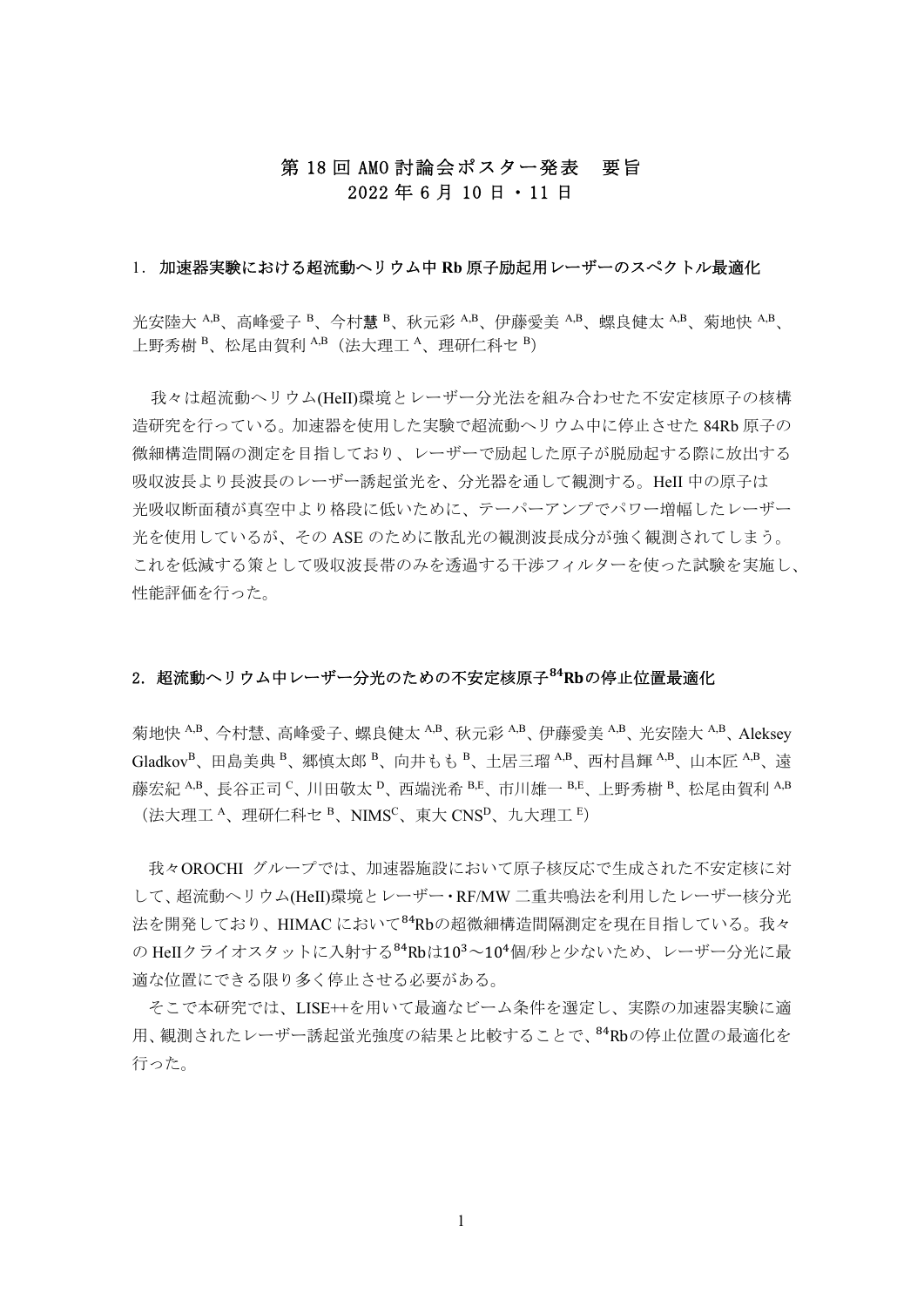# 第 18 回 AMO 討論会ポスター発表　要旨
# 2022 年 6 月 10 日・11 日

## 1．加速器実験における超流動ヘリウム中 Rb 原子励起用レーザーのスペクトル最適化

光安陸大 [A,B]、高峰愛子 [B]、今村慧 [B]、秋元彩 [A,B]、伊藤愛美 [A,B]、螺良健太 [A,B]、菊地快 [A,B]、上野秀樹 [B]、松尾由賀利 [A,B]（法大理工 [A]、理研仁科セ [B]）

我々は超流動ヘリウム(HeII)環境とレーザー分光法を組み合わせた不安定核原子の核構造研究を行っている。加速器を使用した実験で超流動ヘリウム中に停止させた 84Rb 原子の微細構造間隔の測定を目指しており、レーザーで励起した原子が脱励起する際に放出する吸収波長より長波長のレーザー誘起蛍光を、分光器を通して観測する。HeII 中の原子は光吸収断面積が真空中より格段に低いために、テーパーアンプでパワー増幅したレーザー光を使用しているが、その ASE のために散乱光の観測波長成分が強く観測されてしまう。これを低減する策として吸収波長帯のみを透過する干渉フィルターを使った試験を実施し、性能評価を行った。

## 2．超流動ヘリウム中レーザー分光のための不安定核原子 $^{84}$Rb の停止位置最適化

菊地快 [A,B]、今村慧、高峰愛子、螺良健太 [A,B]、秋元彩 [A,B]、伊藤愛美 [A,B]、光安陸大 [A,B]、Aleksey Gladkov [B]、田島美典 [B]、郷慎太郎 [B]、向井もも [B]、土居三瑠 [A,B]、西村昌輝 [A,B]、山本匠 [A,B]、遠藤宏紀 [A,B]、長谷正司 [C]、川田敬太 [D]、西端洸希 [B,E]、市川雄一 [B,E]、上野秀樹 [B]、松尾由賀利 [A,B]（法大理工 [A]、理研仁科セ [B]、NIMS [C]、東大 CNS [D]、九大理工 [E]）

我々OROCHI グループでは、加速器施設において原子核反応で生成された不安定核に対して、超流動ヘリウム(HeII)環境とレーザー・RF/MW 二重共鳴法を利用したレーザー核分光法を開発しており、HIMAC において $^{84}$Rb の超微細構造間隔測定を現在目指している。我々の HeII クライオスタットに入射する $^{84}$Rb は $10^3$～$10^4$ 個/秒と少ないため、レーザー分光に最適な位置にできる限り多く停止させる必要がある。

そこで本研究では、LISE++を用いて最適なビーム条件を選定し、実際の加速器実験に適用、観測されたレーザー誘起蛍光強度の結果と比較することで、$^{84}$Rb の停止位置の最適化を行った。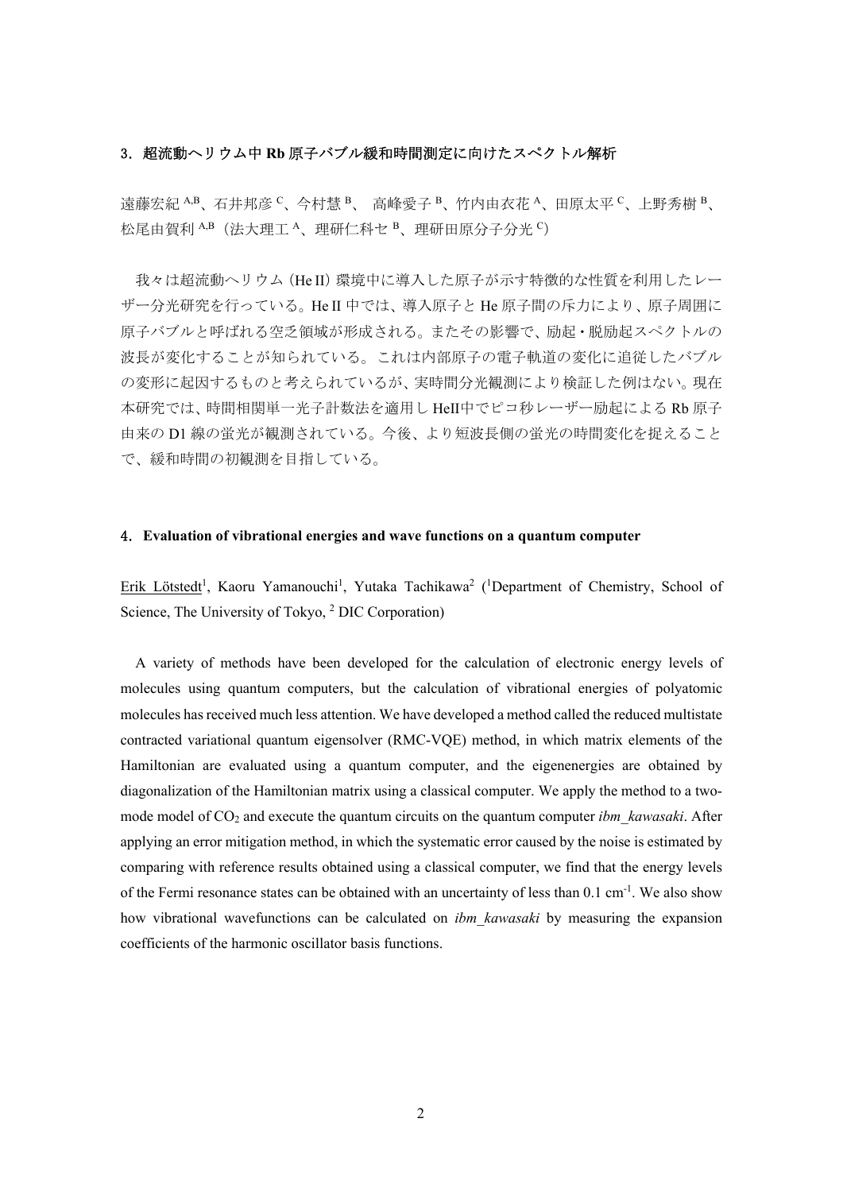### 3．超流動ヘリウム中 Rb 原子バブル緩和時間測定に向けたスペクトル解析

遠藤宏紀 [A,B]、石井邦彦 [C]、今村慧 [B]、 高峰愛子 [B]、竹内由衣花 [A]、田原太平 [C]、上野秀樹 [B]、松尾由賀利 [A,B]（法大理工 [A]、理研仁科セ [B]、理研田原分子分光 [C]）

我々は超流動ヘリウム（He II）環境中に導入した原子が示す特徴的な性質を利用したレーザー分光研究を行っている。He II 中では、導入原子と He 原子間の斥力により、原子周囲に原子バブルと呼ばれる空乏領域が形成される。またその影響で、励起・脱励起スペクトルの波長が変化することが知られている。これは内部原子の電子軌道の変化に追従したバブルの変形に起因するものと考えられているが、実時間分光観測により検証した例はない。現在本研究では、時間相関単一光子計数法を適用し HeII中でピコ秒レーザー励起による Rb 原子由来の D1 線の蛍光が観測されている。今後、より短波長側の蛍光の時間変化を捉えることで、緩和時間の初観測を目指している。

### 4．Evaluation of vibrational energies and wave functions on a quantum computer

Erik Lötstedt[1], Kaoru Yamanouchi[1], Yutaka Tachikawa[2] ([1]Department of Chemistry, School of Science, The University of Tokyo, [2] DIC Corporation)

A variety of methods have been developed for the calculation of electronic energy levels of molecules using quantum computers, but the calculation of vibrational energies of polyatomic molecules has received much less attention. We have developed a method called the reduced multistate contracted variational quantum eigensolver (RMC-VQE) method, in which matrix elements of the Hamiltonian are evaluated using a quantum computer, and the eigenenergies are obtained by diagonalization of the Hamiltonian matrix using a classical computer. We apply the method to a two-mode model of $CO_2$ and execute the quantum circuits on the quantum computer *ibm_kawasaki*. After applying an error mitigation method, in which the systematic error caused by the noise is estimated by comparing with reference results obtained using a classical computer, we find that the energy levels of the Fermi resonance states can be obtained with an uncertainty of less than 0.1 $cm^{-1}$. We also show how vibrational wavefunctions can be calculated on *ibm_kawasaki* by measuring the expansion coefficients of the harmonic oscillator basis functions.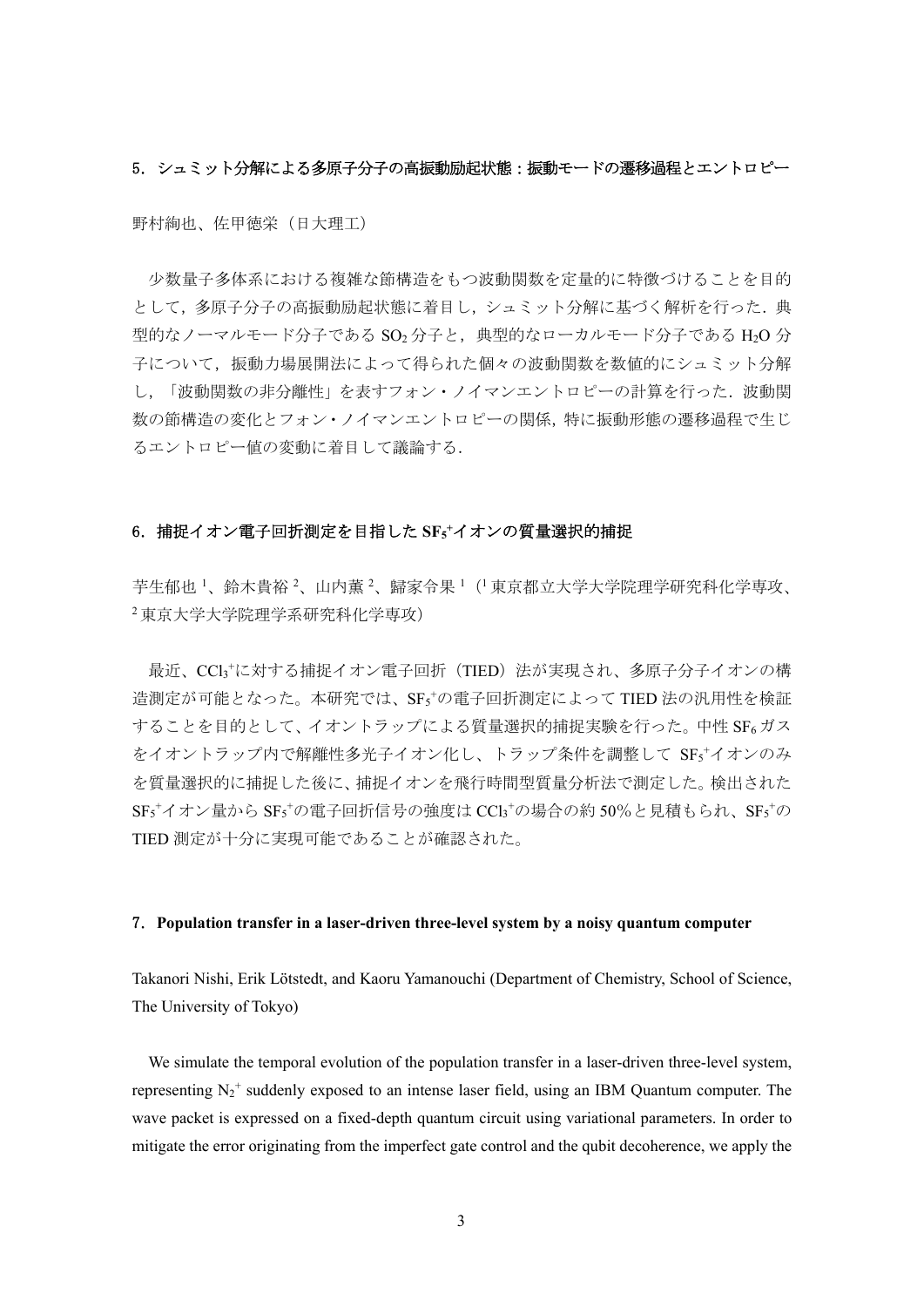## 5．シュミット分解による多原子分子の高振動励起状態：振動モードの遷移過程とエントロピー

野村絢也、佐甲徳栄（日大理工）

少数量子多体系における複雑な節構造をもつ波動関数を定量的に特徴づけることを目的として，多原子分子の高振動励起状態に着目し，シュミット分解に基づく解析を行った．典型的なノーマルモード分子である $SO_2$ 分子と，典型的なローカルモード分子である $H_2O$ 分子について，振動力場展開法によって得られた個々の波動関数を数値的にシュミット分解し，「波動関数の非分離性」を表すフォン・ノイマンエントロピーの計算を行った．波動関数の節構造の変化とフォン・ノイマンエントロピーの関係，特に振動形態の遷移過程で生じるエントロピー値の変動に着目して議論する．

## 6．捕捉イオン電子回折測定を目指した $SF_5^+$ イオンの質量選択的捕捉

芋生郁也[1]、鈴木貴裕[2]、山内薫[2]、歸家令果[1]（[1] 東京都立大学大学院理学研究科化学専攻、[2] 東京大学大学院理学系研究科化学専攻）

最近、$CCl_3^+$ に対する捕捉イオン電子回折（TIED）法が実現され、多原子分子イオンの構造測定が可能となった。本研究では、$SF_5^+$ の電子回折測定によって TIED 法の汎用性を検証することを目的として、イオントラップによる質量選択的捕捉実験を行った。中性 $SF_6$ ガスをイオントラップ内で解離性多光子イオン化し、トラップ条件を調整して $SF_5^+$ イオンのみを質量選択的に捕捉した後に、捕捉イオンを飛行時間型質量分析法で測定した。検出された $SF_5^+$ イオン量から $SF_5^+$ の電子回折信号の強度は $CCl_3^+$ の場合の約 50%と見積もられ、$SF_5^+$ の TIED 測定が十分に実現可能であることが確認された。

## 7．Population transfer in a laser-driven three-level system by a noisy quantum computer

Takanori Nishi, Erik Lötstedt, and Kaoru Yamanouchi (Department of Chemistry, School of Science, The University of Tokyo)

We simulate the temporal evolution of the population transfer in a laser-driven three-level system, representing $N_2^+$ suddenly exposed to an intense laser field, using an IBM Quantum computer. The wave packet is expressed on a fixed-depth quantum circuit using variational parameters. In order to mitigate the error originating from the imperfect gate control and the qubit decoherence, we apply the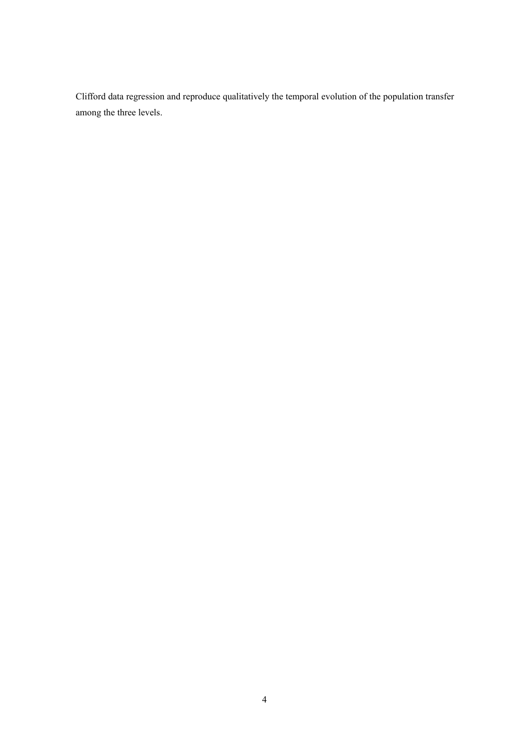Clifford data regression and reproduce qualitatively the temporal evolution of the population transfer among the three levels.